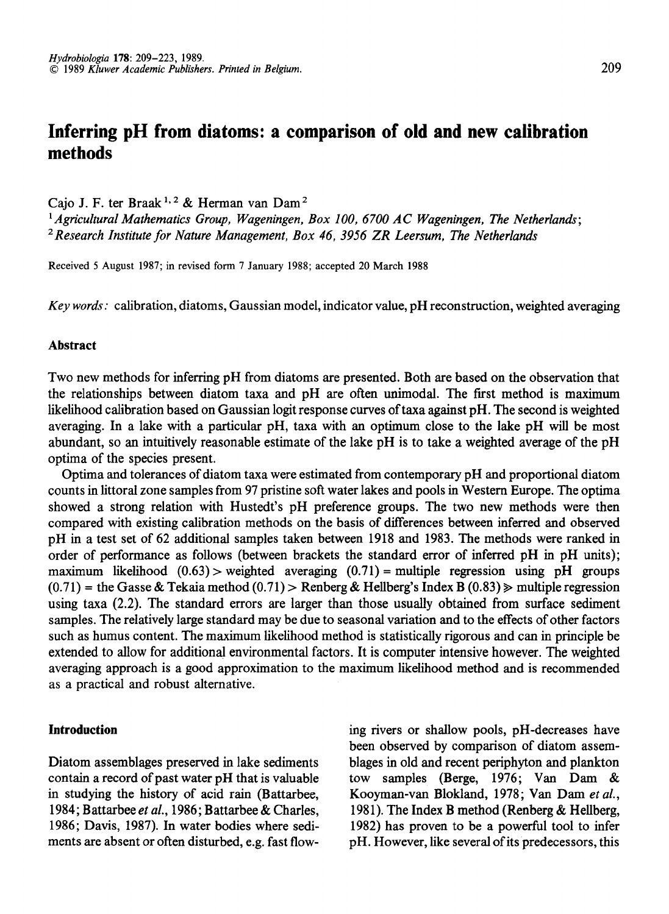# Inferring pH from diatoms: a comparison of old and new calibration methods

Cajo J. F. ter Braak[1,2] & Herman van Dam[2]

[1] *Agricultural Mathematics Group, Wageningen, Box 100, 6700 AC Wageningen, The Netherlands;*
[2] *Research Institute for Nature Management, Box 46, 3956 ZR Leersum, The Netherlands*

Received 5 August 1987; in revised form 7 January 1988; accepted 20 March 1988

*Key words:* calibration, diatoms, Gaussian model, indicator value, pH reconstruction, weighted averaging

## Abstract

Two new methods for inferring pH from diatoms are presented. Both are based on the observation that the relationships between diatom taxa and pH are often unimodal. The first method is maximum likelihood calibration based on Gaussian logit response curves of taxa against pH. The second is weighted averaging. In a lake with a particular pH, taxa with an optimum close to the lake pH will be most abundant, so an intuitively reasonable estimate of the lake pH is to take a weighted average of the pH optima of the species present.

Optima and tolerances of diatom taxa were estimated from contemporary pH and proportional diatom counts in littoral zone samples from 97 pristine soft water lakes and pools in Western Europe. The optima showed a strong relation with Hustedt's pH preference groups. The two new methods were then compared with existing calibration methods on the basis of differences between inferred and observed pH in a test set of 62 additional samples taken between 1918 and 1983. The methods were ranked in order of performance as follows (between brackets the standard error of inferred pH in pH units); maximum likelihood (0.63) > weighted averaging (0.71) = multiple regression using pH groups (0.71) = the Gasse & Tekaia method (0.71) > Renberg & Hellberg's Index B (0.83) ≫ multiple regression using taxa (2.2). The standard errors are larger than those usually obtained from surface sediment samples. The relatively large standard may be due to seasonal variation and to the effects of other factors such as humus content. The maximum likelihood method is statistically rigorous and can in principle be extended to allow for additional environmental factors. It is computer intensive however. The weighted averaging approach is a good approximation to the maximum likelihood method and is recommended as a practical and robust alternative.

## Introduction

Diatom assemblages preserved in lake sediments contain a record of past water pH that is valuable in studying the history of acid rain (Battarbee, 1984; Battarbee *et al.*, 1986; Battarbee & Charles, 1986; Davis, 1987). In water bodies where sediments are absent or often disturbed, e.g. fast flowing rivers or shallow pools, pH-decreases have been observed by comparison of diatom assemblages in old and recent periphyton and plankton tow samples (Berge, 1976; Van Dam & Kooyman-van Blokland, 1978; Van Dam *et al.*, 1981). The Index B method (Renberg & Hellberg, 1982) has proven to be a powerful tool to infer pH. However, like several of its predecessors, this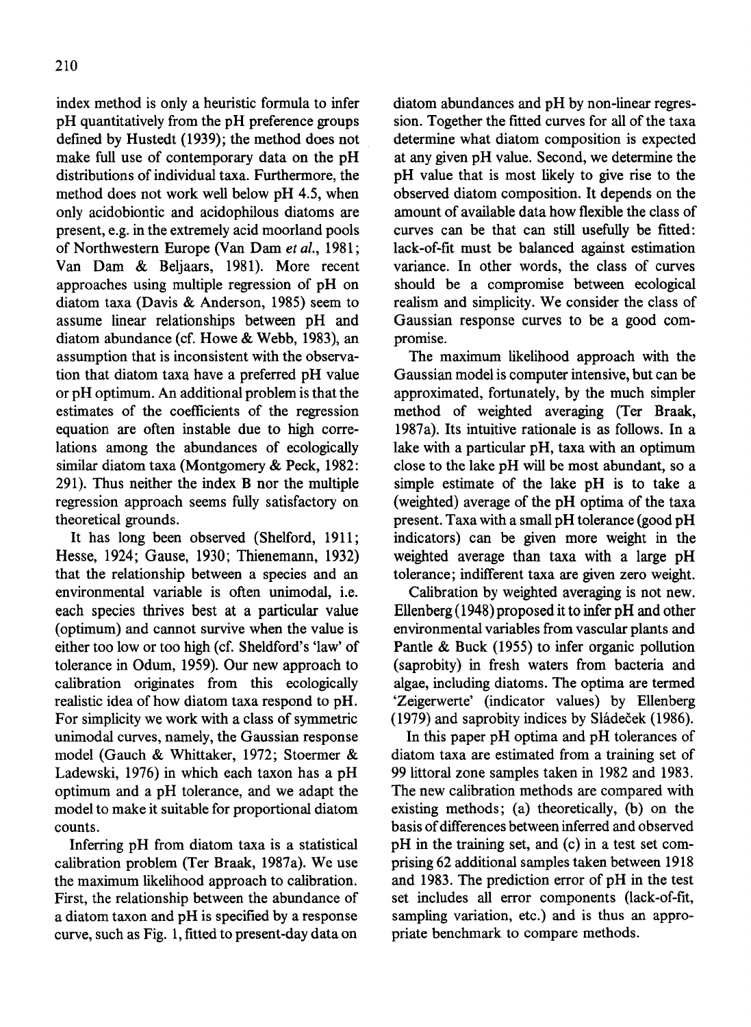index method is only a heuristic formula to infer pH quantitatively from the pH preference groups defined by Hustedt (1939); the method does not make full use of contemporary data on the pH distributions of individual taxa. Furthermore, the method does not work well below pH 4.5, when only acidobiontic and acidophilous diatoms are present, e.g. in the extremely acid moorland pools of Northwestern Europe (Van Dam *et al.*, 1981; Van Dam & Beljaars, 1981). More recent approaches using multiple regression of pH on diatom taxa (Davis & Anderson, 1985) seem to assume linear relationships between pH and diatom abundance (cf. Howe & Webb, 1983), an assumption that is inconsistent with the observation that diatom taxa have a preferred pH value or pH optimum. An additional problem is that the estimates of the coefficients of the regression equation are often instable due to high correlations among the abundances of ecologically similar diatom taxa (Montgomery & Peck, 1982: 291). Thus neither the index B nor the multiple regression approach seems fully satisfactory on theoretical grounds.

It has long been observed (Shelford, 1911; Hesse, 1924; Gause, 1930; Thienemann, 1932) that the relationship between a species and an environmental variable is often unimodal, i.e. each species thrives best at a particular value (optimum) and cannot survive when the value is either too low or too high (cf. Sheldford's 'law' of tolerance in Odum, 1959). Our new approach to calibration originates from this ecologically realistic idea of how diatom taxa respond to pH. For simplicity we work with a class of symmetric unimodal curves, namely, the Gaussian response model (Gauch & Whittaker, 1972; Stoermer & Ladewski, 1976) in which each taxon has a pH optimum and a pH tolerance, and we adapt the model to make it suitable for proportional diatom counts.

Inferring pH from diatom taxa is a statistical calibration problem (Ter Braak, 1987a). We use the maximum likelihood approach to calibration. First, the relationship between the abundance of a diatom taxon and pH is specified by a response curve, such as Fig. 1, fitted to present-day data on diatom abundances and pH by non-linear regression. Together the fitted curves for all of the taxa determine what diatom composition is expected at any given pH value. Second, we determine the pH value that is most likely to give rise to the observed diatom composition. It depends on the amount of available data how flexible the class of curves can be that can still usefully be fitted: lack-of-fit must be balanced against estimation variance. In other words, the class of curves should be a compromise between ecological realism and simplicity. We consider the class of Gaussian response curves to be a good compromise.

The maximum likelihood approach with the Gaussian model is computer intensive, but can be approximated, fortunately, by the much simpler method of weighted averaging (Ter Braak, 1987a). Its intuitive rationale is as follows. In a lake with a particular pH, taxa with an optimum close to the lake pH will be most abundant, so a simple estimate of the lake pH is to take a (weighted) average of the pH optima of the taxa present. Taxa with a small pH tolerance (good pH indicators) can be given more weight in the weighted average than taxa with a large pH tolerance; indifferent taxa are given zero weight.

Calibration by weighted averaging is not new. Ellenberg (1948) proposed it to infer pH and other environmental variables from vascular plants and Pantle & Buck (1955) to infer organic pollution (saprobity) in fresh waters from bacteria and algae, including diatoms. The optima are termed 'Zeigerwerte' (indicator values) by Ellenberg (1979) and saprobity indices by Sládeček (1986).

In this paper pH optima and pH tolerances of diatom taxa are estimated from a training set of 99 littoral zone samples taken in 1982 and 1983. The new calibration methods are compared with existing methods; (a) theoretically, (b) on the basis of differences between inferred and observed pH in the training set, and (c) in a test set comprising 62 additional samples taken between 1918 and 1983. The prediction error of pH in the test set includes all error components (lack-of-fit, sampling variation, etc.) and is thus an appropriate benchmark to compare methods.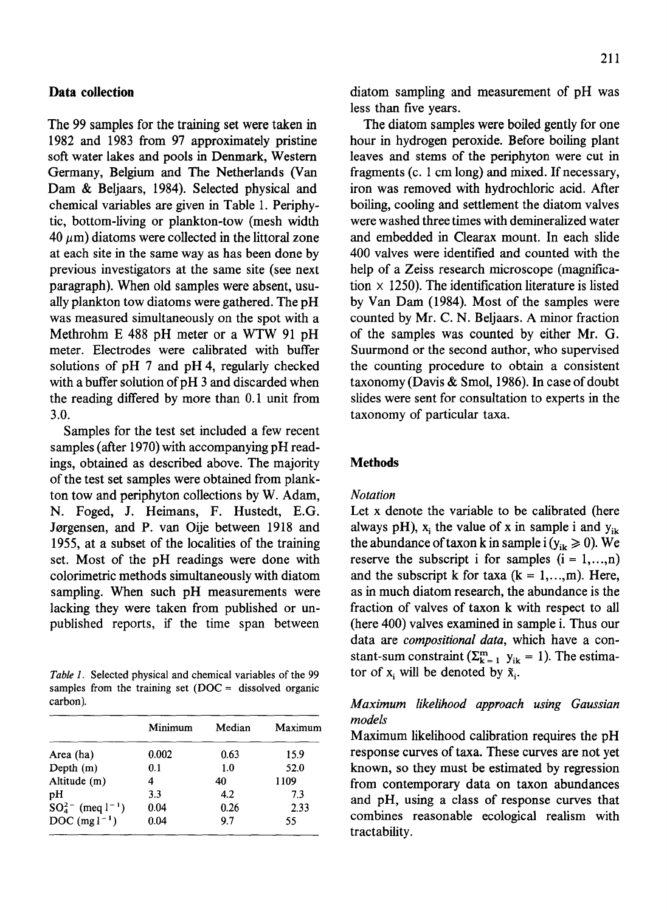## Data collection

The 99 samples for the training set were taken in 1982 and 1983 from 97 approximately pristine soft water lakes and pools in Denmark, Western Germany, Belgium and The Netherlands (Van Dam & Beljaars, 1984). Selected physical and chemical variables are given in Table 1. Periphytic, bottom-living or plankton-tow (mesh width 40 $\mu$m) diatoms were collected in the littoral zone at each site in the same way as has been done by previous investigators at the same site (see next paragraph). When old samples were absent, usually plankton tow diatoms were gathered. The pH was measured simultaneously on the spot with a Methrohm E 488 pH meter or a WTW 91 pH meter. Electrodes were calibrated with buffer solutions of pH 7 and pH 4, regularly checked with a buffer solution of pH 3 and discarded when the reading differed by more than 0.1 unit from 3.0.

Samples for the test set included a few recent samples (after 1970) with accompanying pH readings, obtained as described above. The majority of the test set samples were obtained from plankton tow and periphyton collections by W. Adam, N. Foged, J. Heimans, F. Hustedt, E.G. Jørgensen, and P. van Oije between 1918 and 1955, at a subset of the localities of the training set. Most of the pH readings were done with colorimetric methods simultaneously with diatom sampling. When such pH measurements were lacking they were taken from published or unpublished reports, if the time span between diatom sampling and measurement of pH was less than five years.

The diatom samples were boiled gently for one hour in hydrogen peroxide. Before boiling plant leaves and stems of the periphyton were cut in fragments (c. 1 cm long) and mixed. If necessary, iron was removed with hydrochloric acid. After boiling, cooling and settlement the diatom valves were washed three times with demineralized water and embedded in Clearax mount. In each slide 400 valves were identified and counted with the help of a Zeiss research microscope (magnification × 1250). The identification literature is listed by Van Dam (1984). Most of the samples were counted by Mr. C. N. Beljaars. A minor fraction of the samples was counted by either Mr. G. Suurmond or the second author, who supervised the counting procedure to obtain a consistent taxonomy (Davis & Smol, 1986). In case of doubt slides were sent for consultation to experts in the taxonomy of particular taxa.

*Table 1.* Selected physical and chemical variables of the 99 samples from the training set (DOC = dissolved organic carbon).

| | Minimum | Median | Maximum |
|---|---|---|---|
| Area (ha) | 0.002 | 0.63 | 15.9 |
| Depth (m) | 0.1 | 1.0 | 52.0 |
| Altitude (m) | 4 | 40 | 1109 |
| pH | 3.3 | 4.2 | 7.3 |
| $SO_4^{2-}$ (meq $l^{-1}$) | 0.04 | 0.26 | 2.33 |
| DOC (mg $l^{-1}$) | 0.04 | 9.7 | 55 |

## Methods

### *Notation*

Let x denote the variable to be calibrated (here always pH), $x_i$ the value of x in sample i and $y_{ik}$ the abundance of taxon k in sample i ($y_{ik} \geqslant 0$). We reserve the subscript i for samples ($i = 1,\ldots,n$) and the subscript k for taxa ($k = 1,\ldots,m$). Here, as in much diatom research, the abundance is the fraction of valves of taxon k with respect to all (here 400) valves examined in sample i. Thus our data are *compositional data*, which have a constant-sum constraint ($\Sigma_{k=1}^{m} y_{ik} = 1$). The estimator of $x_i$ will be denoted by $\tilde{x}_i$.

### *Maximum likelihood approach using Gaussian models*

Maximum likelihood calibration requires the pH response curves of taxa. These curves are not yet known, so they must be estimated by regression from contemporary data on taxon abundances and pH, using a class of response curves that combines reasonable ecological realism with tractability.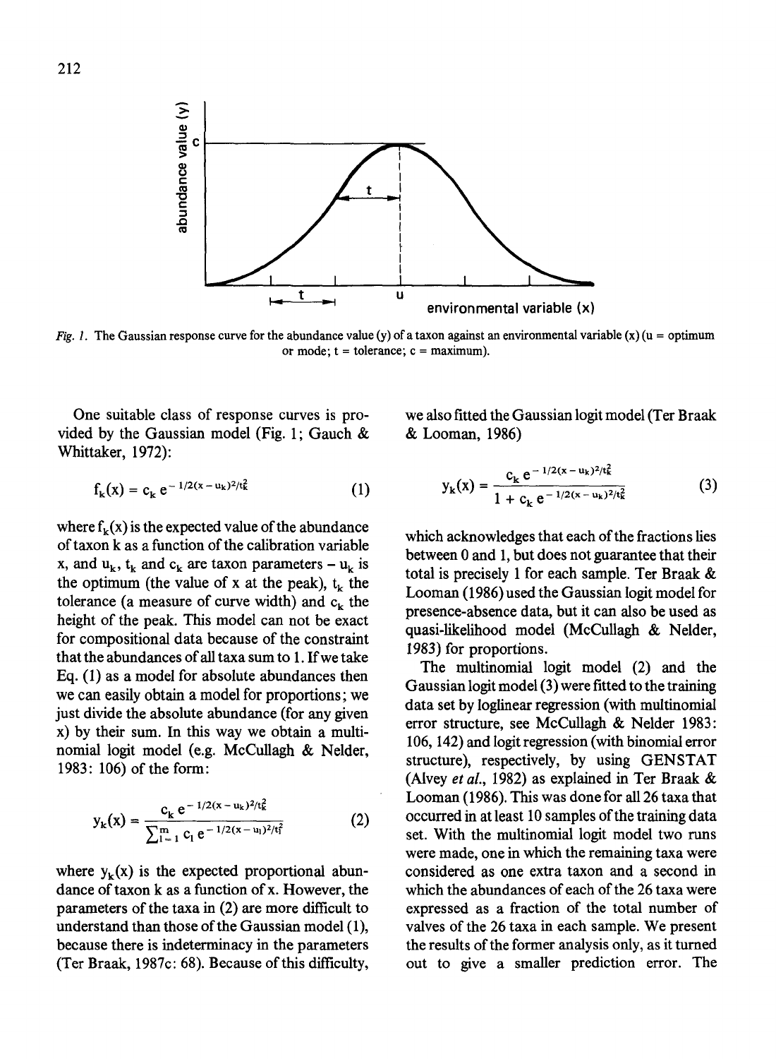abundance value (y)

c

t

t

u

environmental variable (x)

*Fig. 1.* The Gaussian response curve for the abundance value (y) of a taxon against an environmental variable (x) (u = optimum or mode; t = tolerance; c = maximum).

One suitable class of response curves is provided by the Gaussian model (Fig. 1; Gauch & Whittaker, 1972):

$$f_k(x) = c_k \, e^{-1/2(x-u_k)^2/t_k^2} \qquad (1)$$

where $f_k(x)$ is the expected value of the abundance of taxon k as a function of the calibration variable x, and $u_k$, $t_k$ and $c_k$ are taxon parameters – $u_k$ is the optimum (the value of x at the peak), $t_k$ the tolerance (a measure of curve width) and $c_k$ the height of the peak. This model can not be exact for compositional data because of the constraint that the abundances of all taxa sum to 1. If we take Eq. (1) as a model for absolute abundance then we can easily obtain a model for proportions; we just divide the absolute abundance (for any given x) by their sum. In this way we obtain a multinomial logit model (e.g. McCullagh & Nelder, 1983: 106) of the form:

$$y_k(x) = \frac{c_k \, e^{-1/2(x-u_k)^2/t_k^2}}{\sum_{l=1}^{m} c_l \, e^{-1/2(x-u_l)^2/t_l^2}} \qquad (2)$$

where $y_k(x)$ is the expected proportional abundance of taxon k as a function of x. However, the parameters of the taxa in (2) are more difficult to understand than those of the Gaussian model (1), because there is indeterminacy in the parameters (Ter Braak, 1987c: 68). Because of this difficulty, we also fitted the Gaussian logit model (Ter Braak & Looman, 1986)

$$y_k(x) = \frac{c_k \, e^{-1/2(x-u_k)^2/t_k^2}}{1 + c_k \, e^{-1/2(x-u_k)^2/t_k^2}} \qquad (3)$$

which acknowledges that each of the fractions lies between 0 and 1, but does not guarantee that their total is precisely 1 for each sample. Ter Braak & Looman (1986) used the Gaussian logit model for presence-absence data, but it can also be used as quasi-likelihood model (McCullagh & Nelder, 1983) for proportions.

The multinomial logit model (2) and the Gaussian logit model (3) were fitted to the training data set by loglinear regression (with multinomial error structure, see McCullagh & Nelder 1983: 106, 142) and logit regression (with binomial error structure), respectively, by using GENSTAT (Alvey *et al.*, 1982) as explained in Ter Braak & Looman (1986). This was done for all 26 taxa that occurred in at least 10 samples of the training data set. With the multinomial logit model two runs were made, one in which the remaining taxa were considered as one extra taxon and a second in which the abundances of each of the 26 taxa were expressed as a fraction of the total number of valves of the 26 taxa in each sample. We present the results of the former analysis only, as it turned out to give a smaller prediction error. The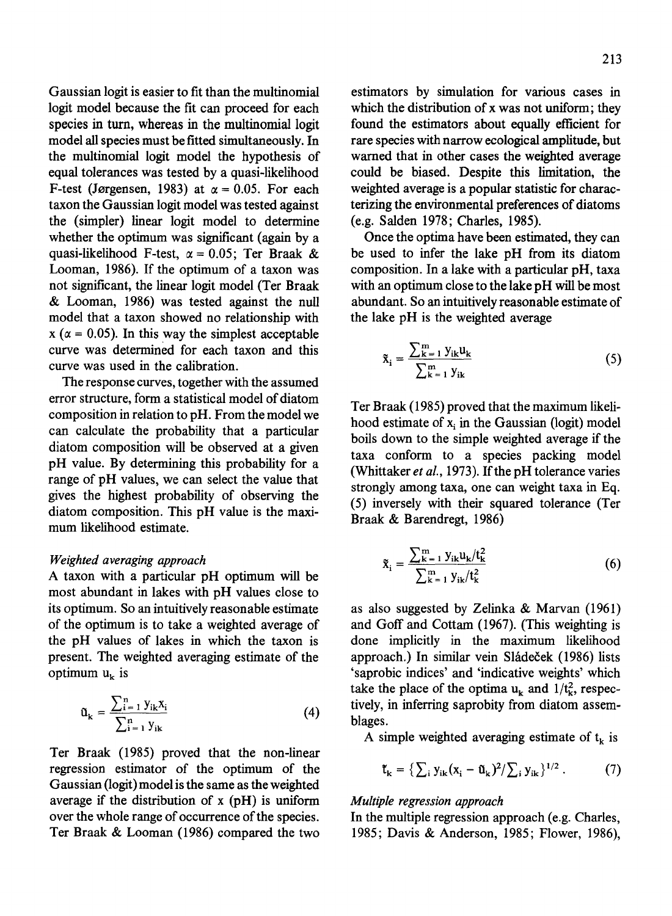Gaussian logit is easier to fit than the multinomial logit model because the fit can proceed for each species in turn, whereas in the multinomial logit model all species must be fitted simultaneously. In the multinomial logit model the hypothesis of equal tolerances was tested by a quasi-likelihood F-test (Jørgensen, 1983) at $\alpha = 0.05$. For each taxon the Gaussian logit model was tested against the (simpler) linear logit model to determine whether the optimum was significant (again by a quasi-likelihood F-test, $\alpha = 0.05$; Ter Braak & Looman, 1986). If the optimum of a taxon was not significant, the linear logit model (Ter Braak & Looman, 1986) was tested against the null model that a taxon showed no relationship with x ($\alpha = 0.05$). In this way the simplest acceptable curve was determined for each taxon and this curve was used in the calibration.

The response curves, together with the assumed error structure, form a statistical model of diatom composition in relation to pH. From the model we can calculate the probability that a particular diatom composition will be observed at a given pH value. By determining this probability for a range of pH values, we can select the value that gives the highest probability of observing the diatom composition. This pH value is the maximum likelihood estimate.

*Weighted averaging approach*

A taxon with a particular pH optimum will be most abundant in lakes with pH values close to its optimum. So an intuitively reasonable estimate of the optimum is to take a weighted average of the pH values of lakes in which the taxon is present. The weighted averaging estimate of the optimum $u_k$ is

$$\hat{u}_k = \frac{\sum_{i=1}^{n} y_{ik} x_i}{\sum_{i=1}^{n} y_{ik}} \tag{4}$$

Ter Braak (1985) proved that the non-linear regression estimator of the optimum of the Gaussian (logit) model is the same as the weighted average if the distribution of x (pH) is uniform over the whole range of occurrence of the species. Ter Braak & Looman (1986) compared the two estimators by simulation for various cases in which the distribution of x was not uniform; they found the estimators about equally efficient for rare species with narrow ecological amplitude, but warned that in other cases the weighted average could be biased. Despite this limitation, the weighted average is a popular statistic for characterizing the environmental preferences of diatoms (e.g. Salden 1978; Charles, 1985).

Once the optima have been estimated, they can be used to infer the lake pH from its diatom composition. In a lake with a particular pH, taxa with an optimum close to the lake pH will be most abundant. So an intuitively reasonable estimate of the lake pH is the weighted average

$$\tilde{x}_i = \frac{\sum_{k=1}^{m} y_{ik} u_k}{\sum_{k=1}^{m} y_{ik}} \tag{5}$$

Ter Braak (1985) proved that the maximum likelihood estimate of $x_i$ in the Gaussian (logit) model boils down to the simple weighted average if the taxa conform to a species packing model (Whittaker *et al.*, 1973). If the pH tolerance varies strongly among taxa, one can weight taxa in Eq. (5) inversely with their squared tolerance (Ter Braak & Barendregt, 1986)

$$\tilde{x}_i = \frac{\sum_{k=1}^{m} y_{ik} u_k / t_k^2}{\sum_{k=1}^{m} y_{ik} / t_k^2} \tag{6}$$

as also suggested by Zelinka & Marvan (1961) and Goff and Cottam (1967). (This weighting is done implicitly in the maximum likelihood approach.) In similar vein Sládeček (1986) lists 'saprobic indices' and 'indicative weights' which take the place of the optima $u_k$ and $1/t_k^2$, respectively, in inferring saprobity from diatom assemblages.

A simple weighted averaging estimate of $t_k$ is

$$\hat{t}_k = \{\textstyle\sum_i y_{ik}(x_i - \hat{u}_k)^2 / \sum_i y_{ik}\}^{1/2}. \tag{7}$$

*Multiple regression approach*

In the multiple regression approach (e.g. Charles, 1985; Davis & Anderson, 1985; Flower, 1986),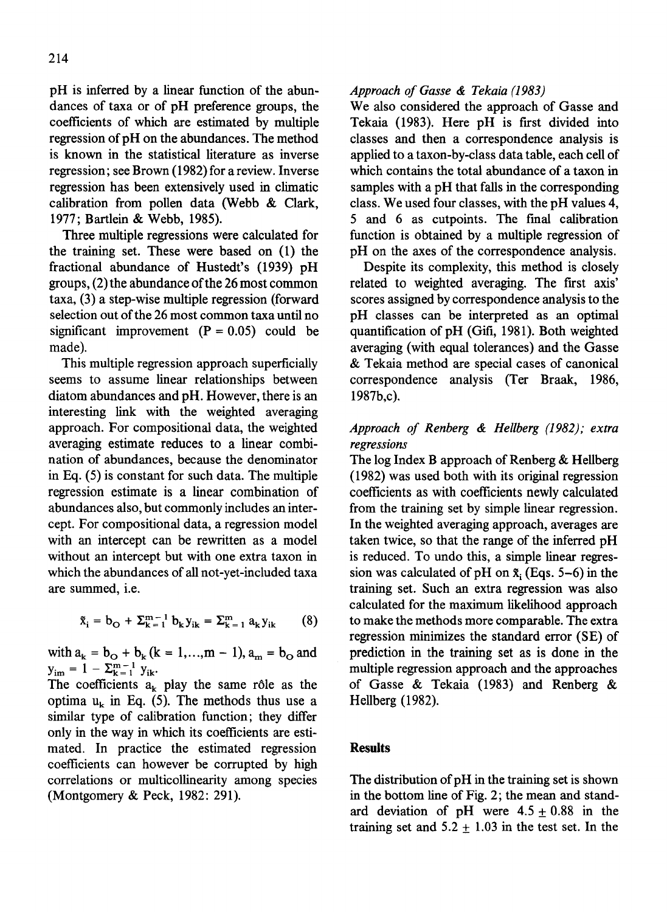pH is inferred by a linear function of the abundances of taxa or of pH preference groups, the coefficients of which are estimated by multiple regression of pH on the abundances. The method is known in the statistical literature as inverse regression; see Brown (1982) for a review. Inverse regression has been extensively used in climatic calibration from pollen data (Webb & Clark, 1977; Bartlein & Webb, 1985).

Three multiple regressions were calculated for the training set. These were based on (1) the fractional abundance of Hustedt's (1939) pH groups, (2) the abundance of the 26 most common taxa, (3) a step-wise multiple regression (forward selection out of the 26 most common taxa until no significant improvement ($P = 0.05$) could be made).

This multiple regression approach superficially seems to assume linear relationships between diatom abundances and pH. However, there is an interesting link with the weighted averaging approach. For compositional data, the weighted averaging estimate reduces to a linear combination of abundances, because the denominator in Eq. (5) is constant for such data. The multiple regression estimate is a linear combination of abundances also, but commonly includes an intercept. For compositional data, a regression model with an intercept can be rewritten as a model without an intercept but with one extra taxon in which the abundances of all not-yet-included taxa are summed, i.e.

$$\hat{x}_i = b_O + \Sigma_{k=1}^{m-1} b_k y_{ik} = \Sigma_{k=1}^{m} a_k y_{ik} \quad (8)$$

with $a_k = b_O + b_k$ $(k = 1,\ldots,m-1)$, $a_m = b_O$ and $y_{im} = 1 - \Sigma_{k=1}^{m-1} y_{ik}$.

The coefficients $a_k$ play the same rôle as the optima $u_k$ in Eq. (5). The methods thus use a similar type of calibration function; they differ only in the way in which its coefficients are estimated. In practice the estimated regression coefficients can however be corrupted by high correlations or multicollinearity among species (Montgomery & Peck, 1982: 291).

*Approach of Gasse & Tekaia (1983)*

We also considered the approach of Gasse and Tekaia (1983). Here pH is first divided into classes and then a correspondence analysis is applied to a taxon-by-class data table, each cell of which contains the total abundance of a taxon in samples with a pH that falls in the corresponding class. We used four classes, with the pH values 4, 5 and 6 as cutpoints. The final calibration function is obtained by a multiple regression of pH on the axes of the correspondence analysis.

Despite its complexity, this method is closely related to weighted averaging. The first axis' scores assigned by correspondence analysis to the pH classes can be interpreted as an optimal quantification of pH (Gifi, 1981). Both weighted averaging (with equal tolerances) and the Gasse & Tekaia method are special cases of canonical correspondence analysis (Ter Braak, 1986, 1987b,c).

*Approach of Renberg & Hellberg (1982); extra regressions*

The log Index B approach of Renberg & Hellberg (1982) was used both with its original regression coefficients as with coefficients newly calculated from the training set by simple linear regression. In the weighted averaging approach, averages are taken twice, so that the range of the inferred pH is reduced. To undo this, a simple linear regression was calculated of pH on $\hat{x}_i$ (Eqs. 5–6) in the training set. Such an extra regression was also calculated for the maximum likelihood approach to make the methods more comparable. The extra regression minimizes the standard error (SE) of prediction in the training set as is done in the multiple regression approach and the approaches of Gasse & Tekaia (1983) and Renberg & Hellberg (1982).

## Results

The distribution of pH in the training set is shown in the bottom line of Fig. 2; the mean and standard deviation of pH were $4.5 \pm 0.88$ in the training set and $5.2 \pm 1.03$ in the test set. In the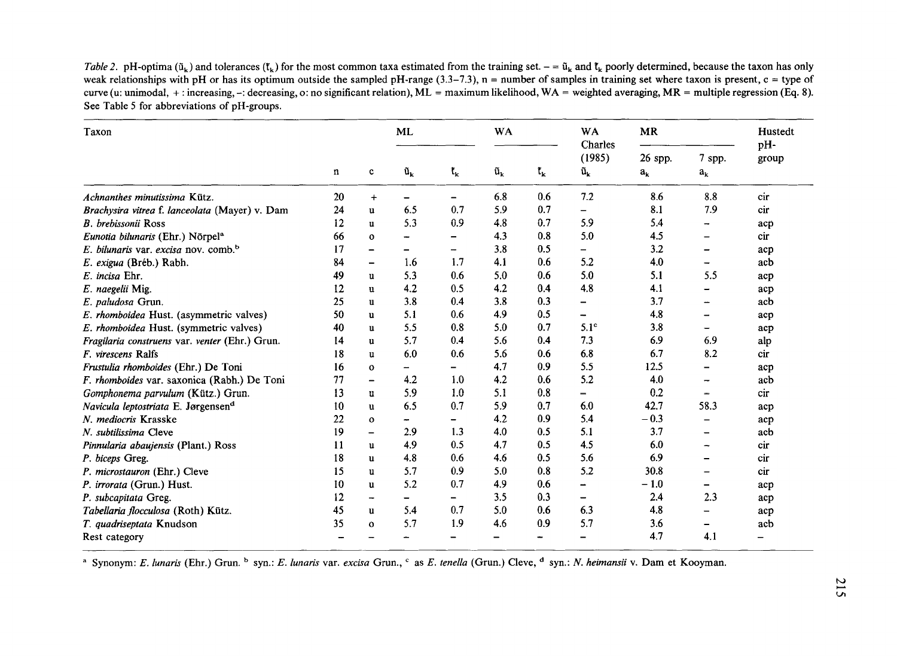*Table 2.* pH-optima ($\hat{u}_k$) and tolerances ($\hat{t}_k$) for the most common taxa estimated from the training set. – = $\hat{u}_k$ and $\hat{t}_k$ poorly determined, because the taxon has only weak relationships with pH or has its optimum outside the sampled pH-range (3.3–7.3), n = number of samples in training set where taxon is present, c = type of curve (u: unimodal, +: increasing, –: decreasing, o: no significant relation), ML = maximum likelihood, WA = weighted averaging, MR = multiple regression (Eq. 8). See Table 5 for abbreviations of pH-groups.

| Taxon | | | ML | | WA | | WA Charles (1985) | MR | | Hustedt pH-group |
|---|---|---|---|---|---|---|---|---|---|---|
| | n | c | $\hat{u}_k$ | $\hat{t}_k$ | $\hat{u}_k$ | $\hat{t}_k$ | $\hat{u}_k$ | 26 spp. $a_k$ | 7 spp. $a_k$ | |
| *Achnanthes minutissima* Kütz. | 20 | + | – | – | 6.8 | 0.6 | 7.2 | 8.6 | 8.8 | cir |
| *Brachysira vitrea* f. *lanceolata* (Mayer) v. Dam | 24 | u | 6.5 | 0.7 | 5.9 | 0.7 | – | 8.1 | 7.9 | cir |
| *B. brebissonii* Ross | 12 | u | 5.3 | 0.9 | 4.8 | 0.7 | 5.9 | 5.4 | – | acp |
| *Eunotia bilunaris* (Ehr.) Nörpel[a] | 66 | o | – | – | 4.3 | 0.8 | 5.0 | 4.5 | – | cir |
| *E. bilunaris* var. *excisa* nov. comb.[b] | 17 | – | – | – | 3.8 | 0.5 | – | 3.2 | – | acp |
| *E. exigua* (Bréb.) Rabh. | 84 | – | 1.6 | 1.7 | 4.1 | 0.6 | 5.2 | 4.0 | – | acb |
| *E. incisa* Ehr. | 49 | u | 5.3 | 0.6 | 5.0 | 0.6 | 5.0 | 5.1 | 5.5 | acp |
| *E. naegelii* Mig. | 12 | u | 4.2 | 0.5 | 4.2 | 0.4 | 4.8 | 4.1 | – | acp |
| *E. paludosa* Grun. | 25 | u | 3.8 | 0.4 | 3.8 | 0.3 | – | 3.7 | – | acb |
| *E. rhomboidea* Hust. (asymmetric valves) | 50 | u | 5.1 | 0.6 | 4.9 | 0.5 | – | 4.8 | – | acp |
| *E. rhomboidea* Hust. (symmetric valves) | 40 | u | 5.5 | 0.8 | 5.0 | 0.7 | 5.1[c] | 3.8 | – | acp |
| *Fragilaria construens* var. *venter* (Ehr.) Grun. | 14 | u | 5.7 | 0.4 | 5.6 | 0.4 | 7.3 | 6.9 | 6.9 | alp |
| *F. virescens* Ralfs | 18 | u | 6.0 | 0.6 | 5.6 | 0.6 | 6.8 | 6.7 | 8.2 | cir |
| *Frustulia rhomboides* (Ehr.) De Toni | 16 | o | – | – | 4.7 | 0.9 | 5.5 | 12.5 | – | acp |
| *F. rhomboides* var. saxonica (Rabh.) De Toni | 77 | – | 4.2 | 1.0 | 4.2 | 0.6 | 5.2 | 4.0 | – | acb |
| *Gomphonema parvulum* (Kütz.) Grun. | 13 | u | 5.9 | 1.0 | 5.1 | 0.8 | – | 0.2 | – | cir |
| *Navicula leptostriata* E. Jørgensen[d] | 10 | u | 6.5 | 0.7 | 5.9 | 0.7 | 6.0 | 42.7 | 58.3 | acp |
| *N. mediocris* Krasske | 22 | o | – | – | 4.2 | 0.9 | 5.4 | –0.3 | – | acp |
| *N. subtilissima* Cleve | 19 | – | 2.9 | 1.3 | 4.0 | 0.5 | 5.1 | 3.7 | – | acb |
| *Pinnularia abaujensis* (Plant.) Ross | 11 | u | 4.9 | 0.5 | 4.7 | 0.5 | 4.5 | 6.0 | – | cir |
| *P. biceps* Greg. | 18 | u | 4.8 | 0.6 | 4.6 | 0.5 | 5.6 | 6.9 | – | cir |
| *P. microstauron* (Ehr.) Cleve | 15 | u | 5.7 | 0.9 | 5.0 | 0.8 | 5.2 | 30.8 | – | cir |
| *P. irrorata* (Grun.) Hust. | 10 | u | 5.2 | 0.7 | 4.9 | 0.6 | – | –1.0 | – | acp |
| *P. subcapitata* Greg. | 12 | – | – | – | 3.5 | 0.3 | – | 2.4 | 2.3 | acp |
| *Tabellaria flocculosa* (Roth) Kütz. | 45 | u | 5.4 | 0.7 | 5.0 | 0.6 | 6.3 | 4.8 | – | acp |
| *T. quadriseptata* Knudson | 35 | o | 5.7 | 1.9 | 4.6 | 0.9 | 5.7 | 3.6 | – | acb |
| Rest category | – | – | – | – | – | – | – | 4.7 | 4.1 | – |

[a] Synonym: *E. lunaris* (Ehr.) Grun. [b] syn.: *E. lunaris* var. *excisa* Grun., [c] as *E. tenella* (Grun.) Cleve, [d] syn.: *N. heimansii* v. Dam et Kooyman.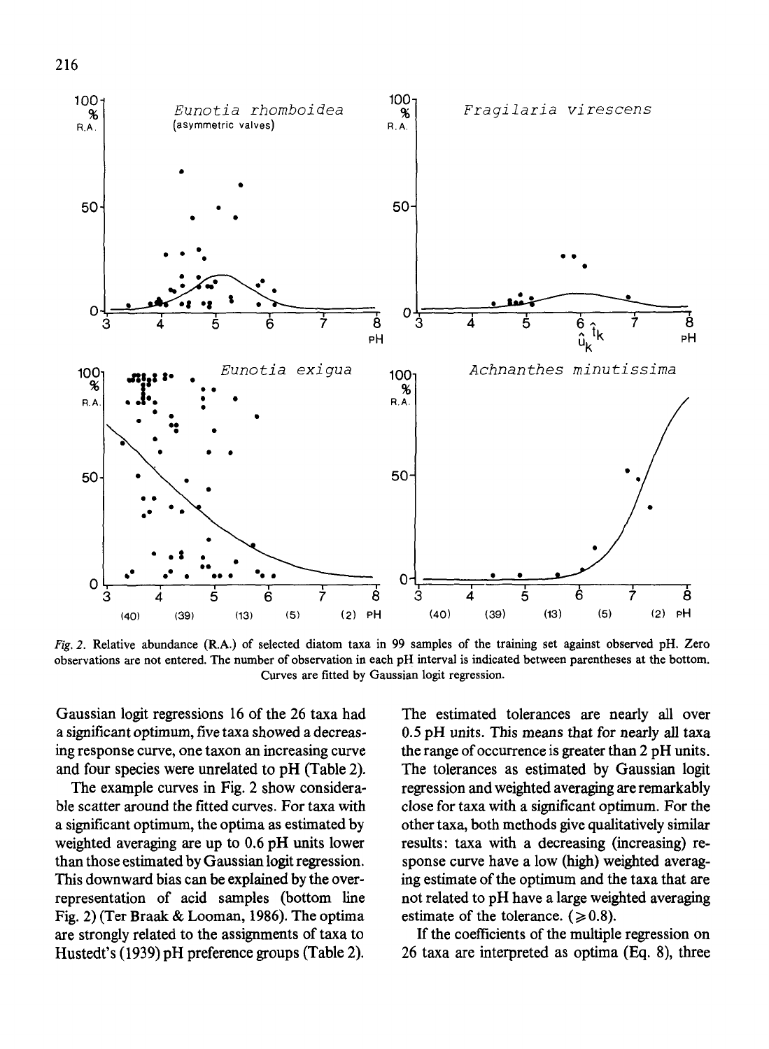100 % R.A.

*Eunotia rhomboidea* (asymmetric valves)

50

0

3 4 5 6 7 8 PH

100 % R.A.

*Fragilaria virescens*

50

0

3 4 5 6 $\hat{u}_k$ $\hat{t}_k$ 7 8 PH

100 % R.A.

*Eunotia exigua*

50

0

3 4 5 6 7 8

(40) (39) (13) (5) (2) PH

100 % R.A.

*Achnanthes minutissima*

50

0

3 4 5 6 7 8

(40) (39) (13) (5) (2) PH

*Fig. 2.* Relative abundance (R.A.) of selected diatom taxa in 99 samples of the training set against observed pH. Zero observations are not entered. The number of observation in each pH interval is indicated between parentheses at the bottom. Curves are fitted by Gaussian logit regression.

Gaussian logit regressions 16 of the 26 taxa had a significant optimum, five taxa showed a decreasing response curve, one taxon an increasing curve and four species were unrelated to pH (Table 2).

The example curves in Fig. 2 show considerable scatter around the fitted curves. For taxa with a significant optimum, the optima as estimated by weighted averaging are up to 0.6 pH units lower than those estimated by Gaussian logit regression. This downward bias can be explained by the overrepresentation of acid samples (bottom line Fig. 2) (Ter Braak & Looman, 1986). The optima are strongly related to the assignments of taxa to Hustedt's (1939) pH preference groups (Table 2).

The estimated tolerances are nearly all over 0.5 pH units. This means that for nearly all taxa the range of occurrence is greater than 2 pH units. The tolerances as estimated by Gaussian logit regression and weighted averaging are remarkably close for taxa with a significant optimum. For the other taxa, both methods give qualitatively similar results: taxa with a decreasing (increasing) response curve have a low (high) weighted averaging estimate of the optimum and the taxa that are not related to pH have a large weighted averaging estimate of the tolerance. ($\geqslant 0.8$).

If the coefficients of the multiple regression on 26 taxa are interpreted as optima (Eq. 8), three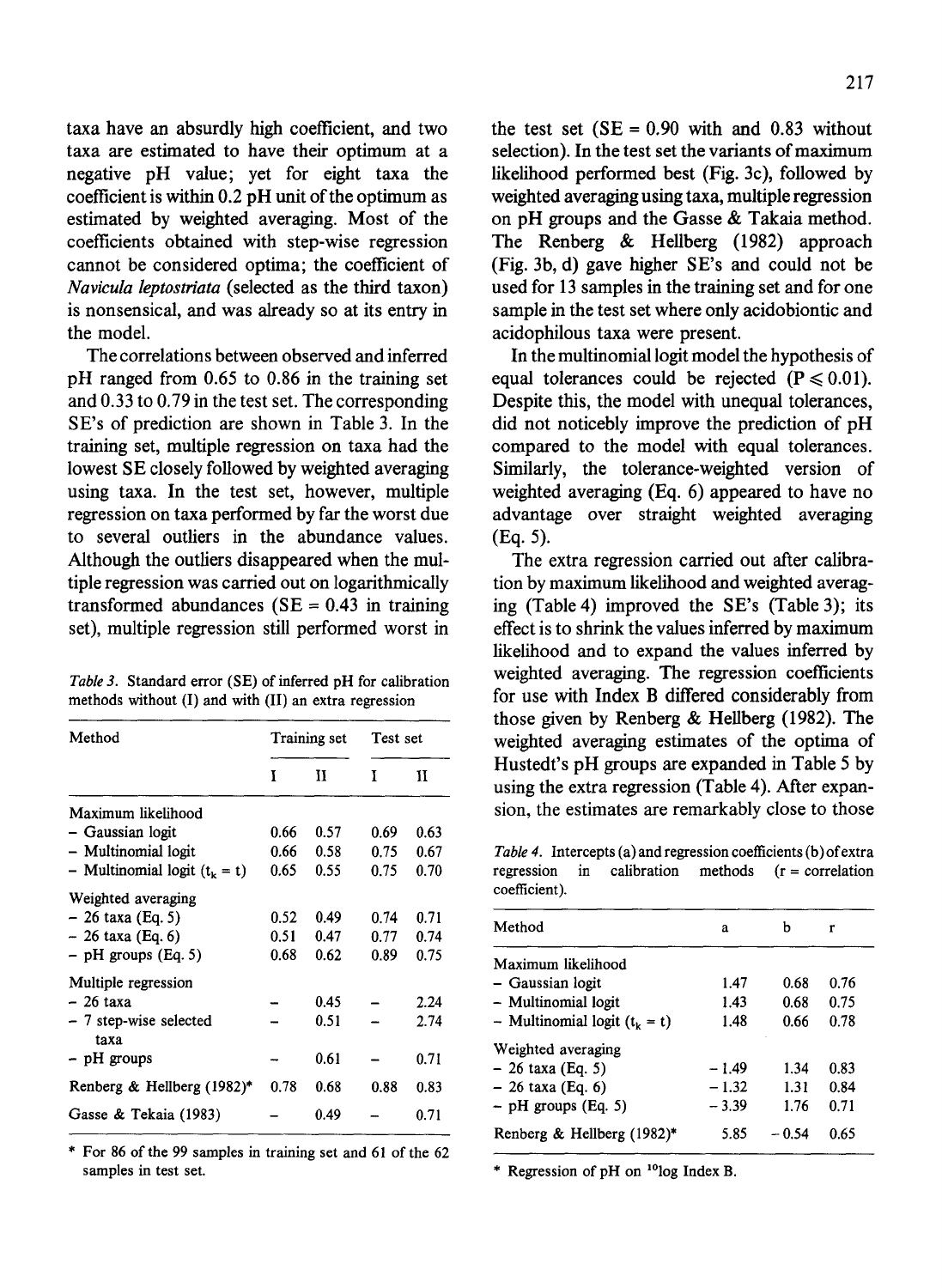taxa have an absurdly high coefficient, and two taxa are estimated to have their optimum at a negative pH value; yet for eight taxa the coefficient is within 0.2 pH unit of the optimum as estimated by weighted averaging. Most of the coefficients obtained with step-wise regression cannot be considered optima; the coefficient of *Navicula leptostriata* (selected as the third taxon) is nonsensical, and was already so at its entry in the model.

The correlations between observed and inferred pH ranged from 0.65 to 0.86 in the training set and 0.33 to 0.79 in the test set. The corresponding SE's of prediction are shown in Table 3. In the training set, multiple regression on taxa had the lowest SE closely followed by weighted averaging using taxa. In the test set, however, multiple regression on taxa performed by far the worst due to several outliers in the abundance values. Although the outliers disappeared when the multiple regression was carried out on logarithmically transformed abundances (SE = 0.43 in training set), multiple regression still performed worst in the test set (SE = 0.90 with and 0.83 without selection). In the test set the variants of maximum likelihood performed best (Fig. 3c), followed by weighted averaging using taxa, multiple regression on pH groups and the Gasse & Takaia method. The Renberg & Hellberg (1982) approach (Fig. 3b, d) gave higher SE's and could not be used for 13 samples in the training set and for one sample in the test set where only acidobiontic and acidophilous taxa were present.

*Table 3.* Standard error (SE) of inferred pH for calibration methods without (I) and with (II) an extra regression

| Method | Training set | | Test set | |
|---|---|---|---|---|
| | I | II | I | II |
| Maximum likelihood | | | | |
| – Gaussian logit | 0.66 | 0.57 | 0.69 | 0.63 |
| – Multinomial logit | 0.66 | 0.58 | 0.75 | 0.67 |
| – Multinomial logit ($t_k = t$) | 0.65 | 0.55 | 0.75 | 0.70 |
| Weighted averaging | | | | |
| – 26 taxa (Eq. 5) | 0.52 | 0.49 | 0.74 | 0.71 |
| – 26 taxa (Eq. 6) | 0.51 | 0.47 | 0.77 | 0.74 |
| – pH groups (Eq. 5) | 0.68 | 0.62 | 0.89 | 0.75 |
| Multiple regression | | | | |
| – 26 taxa | – | 0.45 | – | 2.24 |
| – 7 step-wise selected taxa | – | 0.51 | – | 2.74 |
| – pH groups | – | 0.61 | – | 0.71 |
| Renberg & Hellberg (1982)* | 0.78 | 0.68 | 0.88 | 0.83 |
| Gasse & Tekaia (1983) | – | 0.49 | – | 0.71 |

\* For 86 of the 99 samples in training set and 61 of the 62 samples in test set.

In the multinomial logit model the hypothesis of equal tolerances could be rejected ($P \leqslant 0.01$). Despite this, the model with unequal tolerances, did not noticeably improve the prediction of pH compared to the model with equal tolerances. Similarly, the tolerance-weighted version of weighted averaging (Eq. 6) appeared to have no advantage over straight weighted averaging (Eq. 5).

The extra regression carried out after calibration by maximum likelihood and weighted averaging (Table 4) improved the SE's (Table 3); its effect is to shrink the values inferred by maximum likelihood and to expand the values inferred by weighted averaging. The regression coefficients for use with Index B differed considerably from those given by Renberg & Hellberg (1982). The weighted averaging estimates of the optima of Hustedt's pH groups are expanded in Table 5 by using the extra regression (Table 4). After expansion, the estimates are remarkably close to those

*Table 4.* Intercepts (a) and regression coefficients (b) of extra regression in calibration methods (r = correlation coefficient).

| Method | a | b | r |
|---|---|---|---|
| Maximum likelihood | | | |
| – Gaussian logit | 1.47 | 0.68 | 0.76 |
| – Multinomial logit | 1.43 | 0.68 | 0.75 |
| – Multinomial logit ($t_k = t$) | 1.48 | 0.66 | 0.78 |
| Weighted averaging | | | |
| – 26 taxa (Eq. 5) | –1.49 | 1.34 | 0.83 |
| – 26 taxa (Eq. 6) | –1.32 | 1.31 | 0.84 |
| – pH groups (Eq. 5) | –3.39 | 1.76 | 0.71 |
| Renberg & Hellberg (1982)* | 5.85 | –0.54 | 0.65 |

\* Regression of pH on $^{10}\log$ Index B.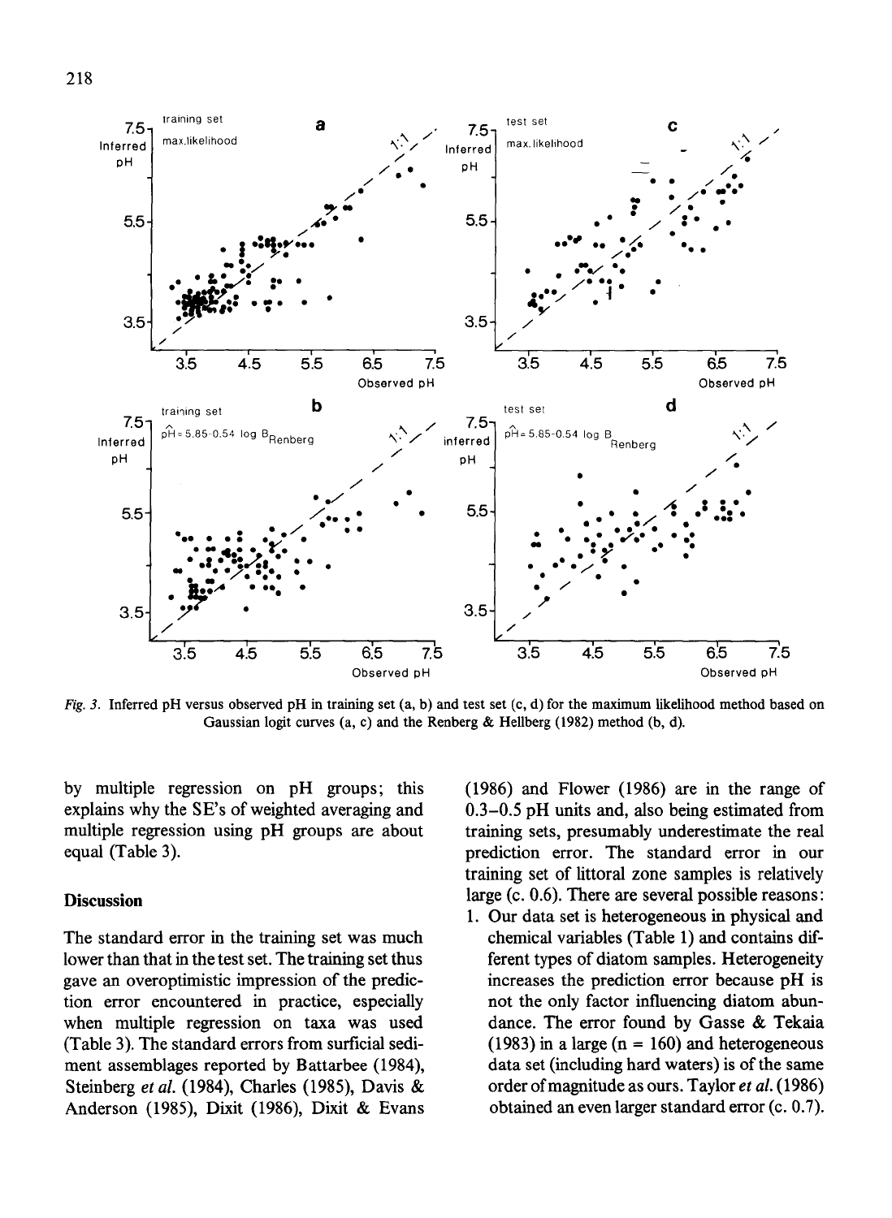training set

max.likelihood

a

7.5

Inferred pH

5.5

3.5

3.5 4.5 5.5 6.5 7.5

Observed pH

1:1

test set

max.likelihood

c

7.5

Inferred pH

5.5

3.5

3.5 4.5 5.5 6.5 7.5

Observed pH

1:1

training set

$\hat{pH} = 5.85 - 0.54 \log B_{Renberg}$

b

7.5

Inferred pH

5.5

3.5

3.5 4.5 5.5 6.5 7.5

Observed pH

1:1

test set

$\hat{pH} = 5.85 - 0.54 \log B_{Renberg}$

d

7.5

inferred pH

5.5

3.5

3.5 4.5 5.5 6.5 7.5

Observed pH

1:1

*Fig. 3.* Inferred pH versus observed pH in training set (a, b) and test set (c, d) for the maximum likelihood method based on Gaussian logit curves (a, c) and the Renberg & Hellberg (1982) method (b, d).

by multiple regression on pH groups; this explains why the SE's of weighted averaging and multiple regression using pH groups are about equal (Table 3).

## Discussion

The standard error in the training set was much lower than that in the test set. The training set thus gave an overoptimistic impression of the prediction error encountered in practice, especially when multiple regression on taxa was used (Table 3). The standard errors from surficial sediment assemblages reported by Battarbee (1984), Steinberg *et al.* (1984), Charles (1985), Davis & Anderson (1985), Dixit (1986), Dixit & Evans (1986) and Flower (1986) are in the range of 0.3–0.5 pH units and, also being estimated from training sets, presumably underestimate the real prediction error. The standard error in our training set of littoral zone samples is relatively large (c. 0.6). There are several possible reasons:

1. Our data set is heterogeneous in physical and chemical variables (Table 1) and contains different types of diatom samples. Heterogeneity increases the prediction error because pH is not the only factor influencing diatom abundance. The error found by Gasse & Tekaia (1983) in a large (n = 160) and heterogeneous data set (including hard waters) is of the same order of magnitude as ours. Taylor *et al.* (1986) obtained an even larger standard error (c. 0.7).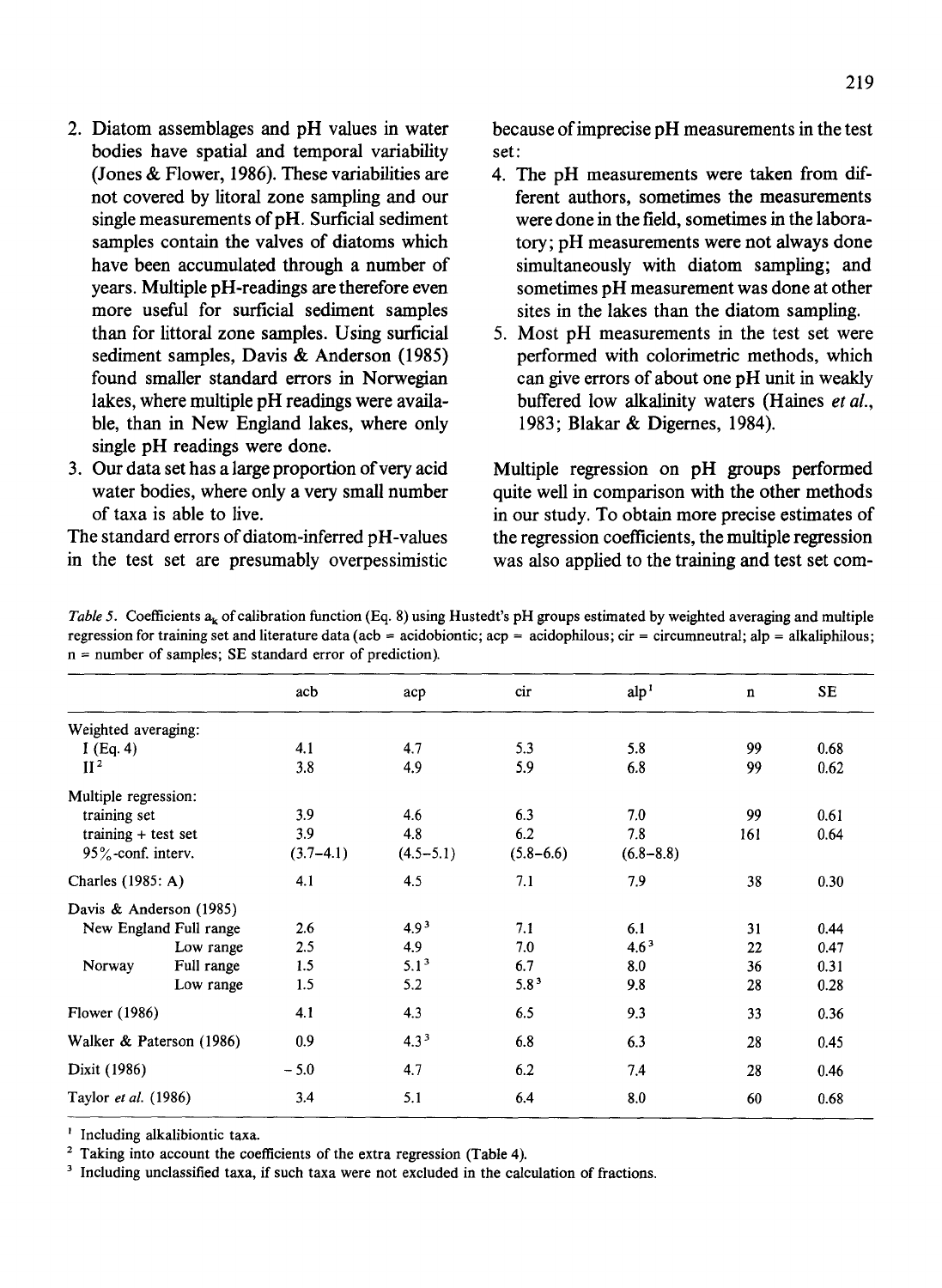2. Diatom assemblages and pH values in water bodies have spatial and temporal variability (Jones & Flower, 1986). These variabilities are not covered by litoral zone sampling and our single measurements of pH. Surficial sediment samples contain the valves of diatoms which have been accumulated through a number of years. Multiple pH-readings are therefore even more useful for surficial sediment samples than for littoral zone samples. Using surficial sediment samples, Davis & Anderson (1985) found smaller standard errors in Norwegian lakes, where multiple pH readings were available, than in New England lakes, where only single pH readings were done.
3. Our data set has a large proportion of very acid water bodies, where only a very small number of taxa is able to live.

The standard errors of diatom-inferred pH-values in the test set are presumably overpessimistic because of imprecise pH measurements in the test set:

4. The pH measurements were taken from different authors, sometimes the measurements were done in the field, sometimes in the laboratory; pH measurements were not always done simultaneously with diatom sampling; and sometimes pH measurement was done at other sites in the lakes than the diatom sampling.
5. Most pH measurements in the test set were performed with colorimetric methods, which can give errors of about one pH unit in weakly buffered low alkalinity waters (Haines *et al.*, 1983; Blakar & Digernes, 1984).

Multiple regression on pH groups performed quite well in comparison with the other methods in our study. To obtain more precise estimates of the regression coefficients, the multiple regression was also applied to the training and test set com-

*Table 5.* Coefficients $a_k$ of calibration function (Eq. 8) using Hustedt's pH groups estimated by weighted averaging and multiple regression for training set and literature data (acb = acidobiontic; acp = acidophilous; cir = circumneutral; alp = alkaliphilous; n = number of samples; SE standard error of prediction).

| | acb | acp | cir | alp[1] | n | SE |
|---|---|---|---|---|---|---|
| Weighted averaging: | | | | | | |
| I (Eq. 4) | 4.1 | 4.7 | 5.3 | 5.8 | 99 | 0.68 |
| II[2] | 3.8 | 4.9 | 5.9 | 6.8 | 99 | 0.62 |
| Multiple regression: | | | | | | |
| training set | 3.9 | 4.6 | 6.3 | 7.0 | 99 | 0.61 |
| training + test set | 3.9 | 4.8 | 6.2 | 7.8 | 161 | 0.64 |
| 95%-conf. interv. | (3.7–4.1) | (4.5–5.1) | (5.8–6.6) | (6.8–8.8) | | |
| Charles (1985: A) | 4.1 | 4.5 | 7.1 | 7.9 | 38 | 0.30 |
| Davis & Anderson (1985) | | | | | | |
| New England Full range | 2.6 | 4.9[3] | 7.1 | 6.1 | 31 | 0.44 |
| Low range | 2.5 | 4.9 | 7.0 | 4.6[3] | 22 | 0.47 |
| Norway Full range | 1.5 | 5.1[3] | 6.7 | 8.0 | 36 | 0.31 |
| Low range | 1.5 | 5.2 | 5.8[3] | 9.8 | 28 | 0.28 |
| Flower (1986) | 4.1 | 4.3 | 6.5 | 9.3 | 33 | 0.36 |
| Walker & Paterson (1986) | 0.9 | 4.3[3] | 6.8 | 6.3 | 28 | 0.45 |
| Dixit (1986) | −5.0 | 4.7 | 6.2 | 7.4 | 28 | 0.46 |
| Taylor *et al.* (1986) | 3.4 | 5.1 | 6.4 | 8.0 | 60 | 0.68 |

[1] Including alkalibiontic taxa.
[2] Taking into account the coefficients of the extra regression (Table 4).
[3] Including unclassified taxa, if such taxa were not excluded in the calculation of fractions.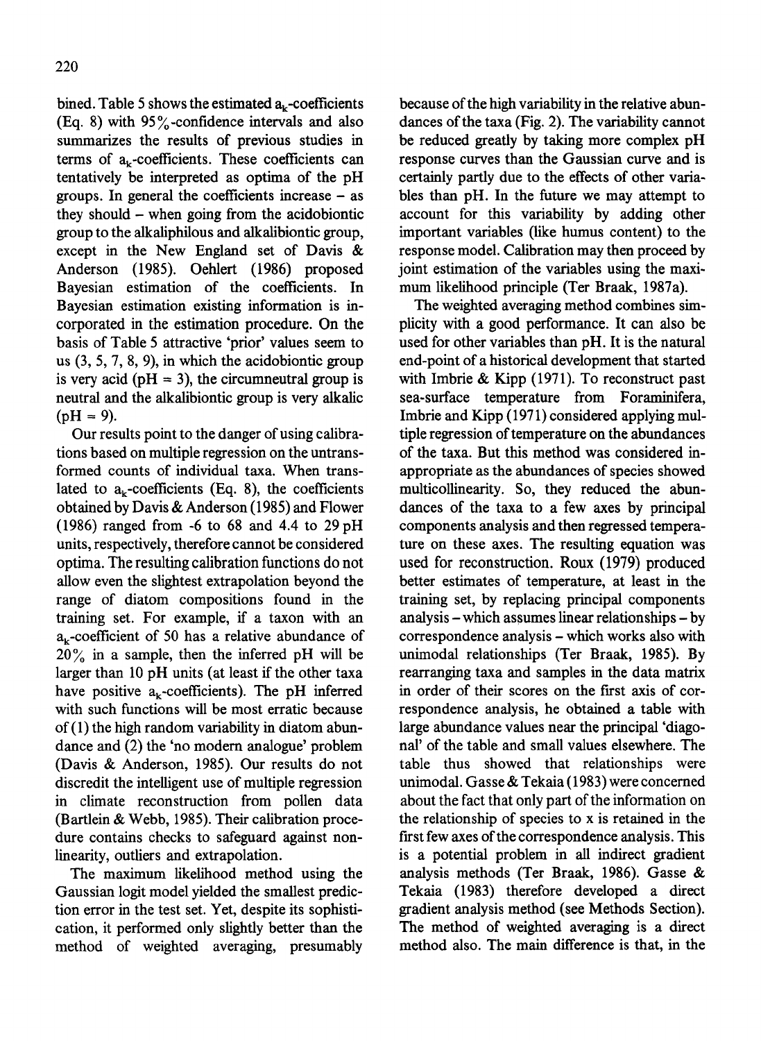bined. Table 5 shows the estimated $a_k$-coefficients (Eq. 8) with 95%-confidence intervals and also summarizes the results of previous studies in terms of $a_k$-coefficients. These coefficients can tentatively be interpreted as optima of the pH groups. In general the coefficients increase – as they should – when going from the acidobiontic group to the alkaliphilous and alkalibiontic group, except in the New England set of Davis & Anderson (1985). Oehlert (1986) proposed Bayesian estimation of the coefficients. In Bayesian estimation existing information is incorporated in the estimation procedure. On the basis of Table 5 attractive 'prior' values seem to us (3, 5, 7, 8, 9), in which the acidobiontic group is very acid (pH = 3), the circumneutral group is neutral and the alkalibiontic group is very alkalic (pH = 9).

Our results point to the danger of using calibrations based on multiple regression on the untransformed counts of individual taxa. When translated to $a_k$-coefficients (Eq. 8), the coefficients obtained by Davis & Anderson (1985) and Flower (1986) ranged from -6 to 68 and 4.4 to 29 pH units, respectively, therefore cannot be considered optima. The resulting calibration functions do not allow even the slightest extrapolation beyond the range of diatom compositions found in the training set. For example, if a taxon with an $a_k$-coefficient of 50 has a relative abundance of 20% in a sample, then the inferred pH will be larger than 10 pH units (at least if the other taxa have positive $a_k$-coefficients). The pH inferred with such functions will be most erratic because of (1) the high random variability in diatom abundance and (2) the 'no modern analogue' problem (Davis & Anderson, 1985). Our results do not discredit the intelligent use of multiple regression in climate reconstruction from pollen data (Bartlein & Webb, 1985). Their calibration procedure contains checks to safeguard against nonlinearity, outliers and extrapolation.

The maximum likelihood method using the Gaussian logit model yielded the smallest prediction error in the test set. Yet, despite its sophistication, it performed only slightly better than the method of weighted averaging, presumably because of the high variability in the relative abundances of the taxa (Fig. 2). The variability cannot be reduced greatly by taking more complex pH response curves than the Gaussian curve and is certainly partly due to the effects of other variables than pH. In the future we may attempt to account for this variability by adding other important variables (like humus content) to the response model. Calibration may then proceed by joint estimation of the variables using the maximum likelihood principle (Ter Braak, 1987a).

The weighted averaging method combines simplicity with a good performance. It can also be used for other variables than pH. It is the natural end-point of a historical development that started with Imbrie & Kipp (1971). To reconstruct past sea-surface temperature from Foraminifera, Imbrie and Kipp (1971) considered applying multiple regression of temperature on the abundances of the taxa. But this method was considered inappropriate as the abundances of species showed multicollinearity. So, they reduced the abundances of the taxa to a few axes by principal components analysis and then regressed temperature on these axes. The resulting equation was used for reconstruction. Roux (1979) produced better estimates of temperature, at least in the training set, by replacing principal components analysis – which assumes linear relationships – by correspondence analysis – which works also with unimodal relationships (Ter Braak, 1985). By rearranging taxa and samples in the data matrix in order of their scores on the first axis of correspondence analysis, he obtained a table with large abundance values near the principal 'diagonal' of the table and small values elsewhere. The table thus showed that relationships were unimodal. Gasse & Tekaia (1983) were concerned about the fact that only part of the information on the relationship of species to x is retained in the first few axes of the correspondence analysis. This is a potential problem in all indirect gradient analysis methods (Ter Braak, 1986). Gasse & Tekaia (1983) therefore developed a direct gradient analysis method (see Methods Section). The method of weighted averaging is a direct method also. The main difference is that, in the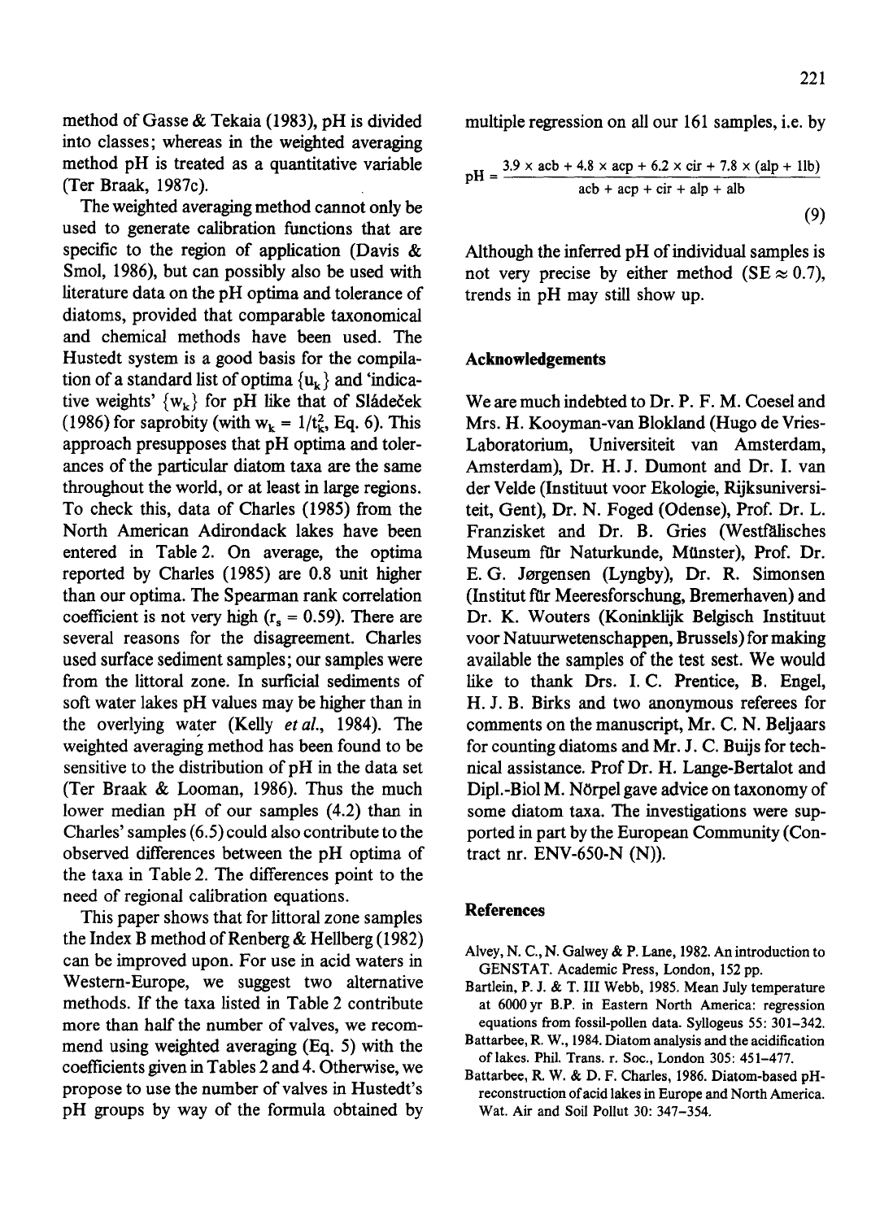method of Gasse & Tekaia (1983), pH is divided into classes; whereas in the weighted averaging method pH is treated as a quantitative variable (Ter Braak, 1987c).

The weighted averaging method cannot only be used to generate calibration functions that are specific to the region of application (Davis & Smol, 1986), but can possibly also be used with literature data on the pH optima and tolerance of diatoms, provided that comparable taxonomical and chemical methods have been used. The Hustedt system is a good basis for the compilation of a standard list of optima $\{u_k\}$ and 'indicative weights' $\{w_k\}$ for pH like that of Sládeček (1986) for saprobity (with $w_k = 1/t_k^2$, Eq. 6). This approach presupposes that pH optima and tolerances of the particular diatom taxa are the same throughout the world, or at least in large regions. To check this, data of Charles (1985) from the North American Adirondack lakes have been entered in Table 2. On average, the optima reported by Charles (1985) are 0.8 unit higher than our optima. The Spearman rank correlation coefficient is not very high ($r_s = 0.59$). There are several reasons for the disagreement. Charles used surface sediment samples; our samples were from the littoral zone. In surficial sediments of soft water lakes pH values may be higher than in the overlying water (Kelly *et al.*, 1984). The weighted averaging method has been found to be sensitive to the distribution of pH in the data set (Ter Braak & Looman, 1986). Thus the much lower median pH of our samples (4.2) than in Charles' samples (6.5) could also contribute to the observed differences between the pH optima of the taxa in Table 2. The differences point to the need of regional calibration equations.

This paper shows that for littoral zone samples the Index B method of Renberg & Hellberg (1982) can be improved upon. For use in acid waters in Western-Europe, we suggest two alternative methods. If the taxa listed in Table 2 contribute more than half the number of valves, we recommend using weighted averaging (Eq. 5) with the coefficients given in Tables 2 and 4. Otherwise, we propose to use the number of valves in Hustedt's pH groups by way of the formula obtained by multiple regression on all our 161 samples, i.e. by

$$\text{pH} = \frac{3.9 \times \text{acb} + 4.8 \times \text{acp} + 6.2 \times \text{cir} + 7.8 \times (\text{alp} + \text{alb})}{\text{acb} + \text{acp} + \text{cir} + \text{alp} + \text{alb}} \tag{9}$$

Although the inferred pH of individual samples is not very precise by either method (SE $\approx 0.7$), trends in pH may still show up.

## Acknowledgements

We are much indebted to Dr. P. F. M. Coesel and Mrs. H. Kooyman-van Blokland (Hugo de Vries-Laboratorium, Universiteit van Amsterdam, Amsterdam), Dr. H. J. Dumont and Dr. I. van der Velde (Instituut voor Ekologie, Rijksuniversiteit, Gent), Dr. N. Foged (Odense), Prof. Dr. L. Franzisket and Dr. B. Gries (Westfälisches Museum für Naturkunde, Münster), Prof. Dr. E. G. Jørgensen (Lyngby), Dr. R. Simonsen (Institut für Meeresforschung, Bremerhaven) and Dr. K. Wouters (Koninklijk Belgisch Instituut voor Natuurwetenschappen, Brussels) for making available the samples of the test sest. We would like to thank Drs. I. C. Prentice, B. Engel, H. J. B. Birks and two anonymous referees for comments on the manuscript, Mr. C. N. Beljaars for counting diatoms and Mr. J. C. Buijs for technical assistance. Prof Dr. H. Lange-Bertalot and Dipl.-Biol M. Nörpel gave advice on taxonomy of some diatom taxa. The investigations were supported in part by the European Community (Contract nr. ENV-650-N (N)).

## References

Alvey, N. C., N. Galwey & P. Lane, 1982. An introduction to GENSTAT. Academic Press, London, 152 pp.

Bartlein, P. J. & T. III Webb, 1985. Mean July temperature at 6000 yr B.P. in Eastern North America: regression equations from fossil-pollen data. Syllogeus 55: 301–342.

Battarbee, R. W., 1984. Diatom analysis and the acidification of lakes. Phil. Trans. r. Soc., London 305: 451–477.

Battarbee, R. W. & D. F. Charles, 1986. Diatom-based pH-reconstruction of acid lakes in Europe and North America. Wat. Air and Soil Pollut 30: 347–354.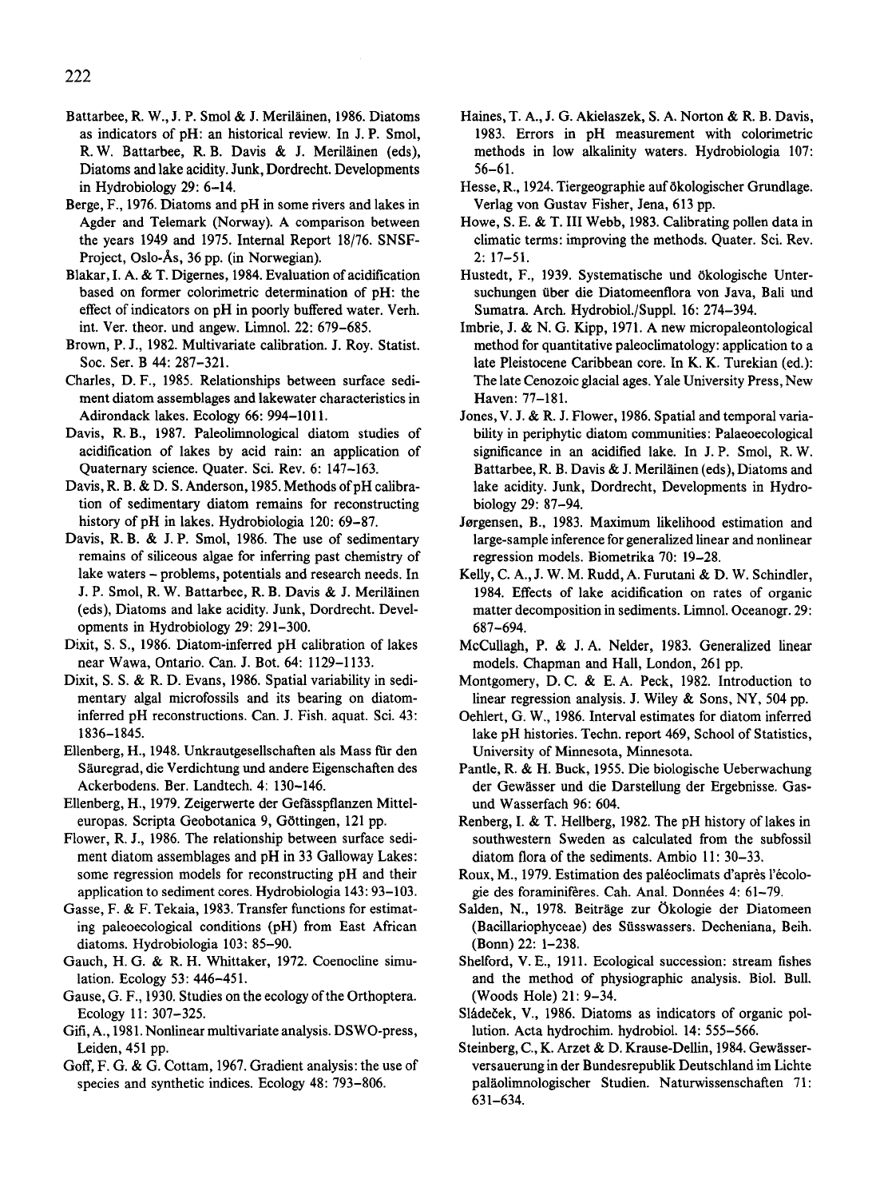Battarbee, R. W., J. P. Smol & J. Meriläinen, 1986. Diatoms as indicators of pH: an historical review. In J. P. Smol, R. W. Battarbee, R. B. Davis & J. Meriläinen (eds), Diatoms and lake acidity. Junk, Dordrecht. Developments in Hydrobiology 29: 6–14.

Berge, F., 1976. Diatoms and pH in some rivers and lakes in Agder and Telemark (Norway). A comparison between the years 1949 and 1975. Internal Report 18/76. SNSF-Project, Oslo-Ås, 36 pp. (in Norwegian).

Blakar, I. A. & T. Digernes, 1984. Evaluation of acidification based on former colorimetric determination of pH: the effect of indicators on pH in poorly buffered water. Verh. int. Ver. theor. und angew. Limnol. 22: 679–685.

Brown, P. J., 1982. Multivariate calibration. J. Roy. Statist. Soc. Ser. B 44: 287–321.

Charles, D. F., 1985. Relationships between surface sediment diatom assemblages and lakewater characteristics in Adirondack lakes. Ecology 66: 994–1011.

Davis, R. B., 1987. Paleolimnological diatom studies of acidification of lakes by acid rain: an application of Quaternary science. Quater. Sci. Rev. 6: 147–163.

Davis, R. B. & D. S. Anderson, 1985. Methods of pH calibration of sedimentary diatom remains for reconstructing history of pH in lakes. Hydrobiologia 120: 69–87.

Davis, R. B. & J. P. Smol, 1986. The use of sedimentary remains of siliceous algae for inferring past chemistry of lake waters – problems, potentials and research needs. In J. P. Smol, R. W. Battarbee, R. B. Davis & J. Meriläinen (eds), Diatoms and lake acidity. Junk, Dordrecht. Developments in Hydrobiology 29: 291–300.

Dixit, S. S., 1986. Diatom-inferred pH calibration of lakes near Wawa, Ontario. Can. J. Bot. 64: 1129–1133.

Dixit, S. S. & R. D. Evans, 1986. Spatial variability in sedimentary algal microfossils and its bearing on diatom-inferred pH reconstructions. Can. J. Fish. aquat. Sci. 43: 1836–1845.

Ellenberg, H., 1948. Unkrautgesellschaften als Mass für den Säuregrad, die Verdichtung und andere Eigenschaften des Ackerbodens. Ber. Landtech. 4: 130–146.

Ellenberg, H., 1979. Zeigerwerte der Gefässpflanzen Mitteleuropas. Scripta Geobotanica 9, Göttingen, 121 pp.

Flower, R. J., 1986. The relationship between surface sediment diatom assemblages and pH in 33 Galloway Lakes: some regression models for reconstructing pH and their application to sediment cores. Hydrobiologia 143: 93–103.

Gasse, F. & F. Tekaia, 1983. Transfer functions for estimating paleoecological conditions (pH) from East African diatoms. Hydrobiologia 103: 85–90.

Gauch, H. G. & R. H. Whittaker, 1972. Coenocline simulation. Ecology 53: 446–451.

Gause, G. F., 1930. Studies on the ecology of the Orthoptera. Ecology 11: 307–325.

Gifi, A., 1981. Nonlinear multivariate analysis. DSWO-press, Leiden, 451 pp.

Goff, F. G. & G. Cottam, 1967. Gradient analysis: the use of species and synthetic indices. Ecology 48: 793–806.

Haines, T. A., J. G. Akielaszek, S. A. Norton & R. B. Davis, 1983. Errors in pH measurement with colorimetric methods in low alkalinity waters. Hydrobiologia 107: 56–61.

Hesse, R., 1924. Tiergeographie auf ökologischer Grundlage. Verlag von Gustav Fisher, Jena, 613 pp.

Howe, S. E. & T. III Webb, 1983. Calibrating pollen data in climatic terms: improving the methods. Quater. Sci. Rev. 2: 17–51.

Hustedt, F., 1939. Systematische und ökologische Untersuchungen über die Diatomeenflora von Java, Bali und Sumatra. Arch. Hydrobiol./Suppl. 16: 274–394.

Imbrie, J. & N. G. Kipp, 1971. A new micropaleontological method for quantitative paleoclimatology: application to a late Pleistocene Caribbean core. In K. K. Turekian (ed.): The late Cenozoic glacial ages. Yale University Press, New Haven: 77–181.

Jones, V. J. & R. J. Flower, 1986. Spatial and temporal variability in periphytic diatom communities: Palaeoecological significance in an acidified lake. In J. P. Smol, R. W. Battarbee, R. B. Davis & J. Meriläinen (eds), Diatoms and lake acidity. Junk, Dordrecht, Developments in Hydrobiology 29: 87–94.

Jørgensen, B., 1983. Maximum likelihood estimation and large-sample inference for generalized linear and nonlinear regression models. Biometrika 70: 19–28.

Kelly, C. A., J. W. M. Rudd, A. Furutani & D. W. Schindler, 1984. Effects of lake acidification on rates of organic matter decomposition in sediments. Limnol. Oceanogr. 29: 687–694.

McCullagh, P. & J. A. Nelder, 1983. Generalized linear models. Chapman and Hall, London, 261 pp.

Montgomery, D. C. & E. A. Peck, 1982. Introduction to linear regression analysis. J. Wiley & Sons, NY, 504 pp.

Oehlert, G. W., 1986. Interval estimates for diatom inferred lake pH histories. Techn. report 469, School of Statistics, University of Minnesota, Minnesota.

Pantle, R. & H. Buck, 1955. Die biologische Ueberwachung der Gewässer und die Darstellung der Ergebnisse. Gas- und Wasserfach 96: 604.

Renberg, I. & T. Hellberg, 1982. The pH history of lakes in southwestern Sweden as calculated from the subfossil diatom flora of the sediments. Ambio 11: 30–33.

Roux, M., 1979. Estimation des paléoclimats d'après l'écologie des foraminifères. Cah. Anal. Données 4: 61–79.

Salden, N., 1978. Beiträge zur Ökologie der Diatomeen (Bacillariophyceae) des Süsswassers. Decheniana, Beih. (Bonn) 22: 1–238.

Shelford, V. E., 1911. Ecological succession: stream fishes and the method of physiographic analysis. Biol. Bull. (Woods Hole) 21: 9–34.

Sládeček, V., 1986. Diatoms as indicators of organic pollution. Acta hydrochim. hydrobiol. 14: 555–566.

Steinberg, C., K. Arzet & D. Krause-Dellin, 1984. Gewässerversauerung in der Bundesrepublik Deutschland im Lichte paläolimnologischer Studien. Naturwissenschaften 71: 631–634.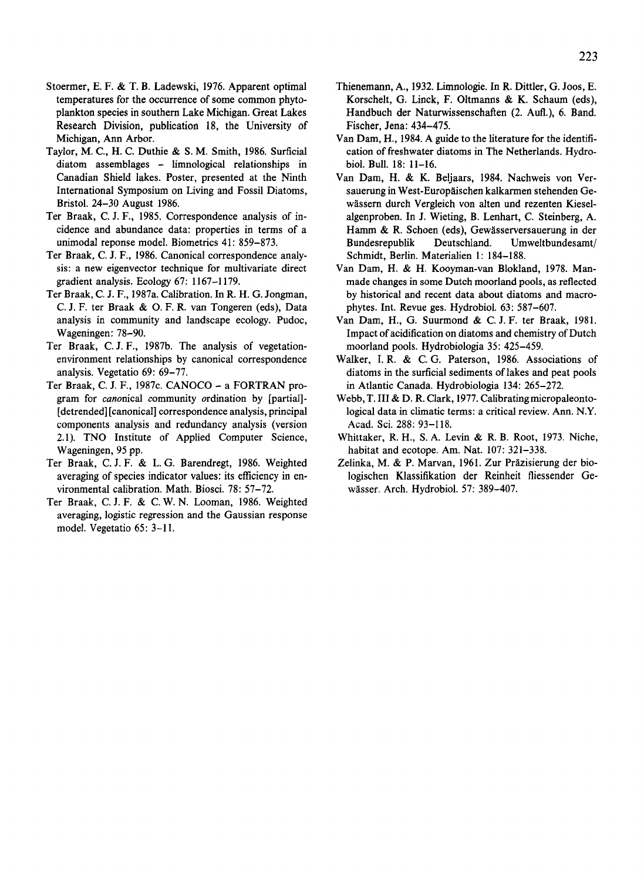Stoermer, E. F. & T. B. Ladewski, 1976. Apparent optimal temperatures for the occurrence of some common phytoplankton species in southern Lake Michigan. Great Lakes Research Division, publication 18, the University of Michigan, Ann Arbor.

Taylor, M. C., H. C. Duthie & S. M. Smith, 1986. Surficial diatom assemblages – limnological relationships in Canadian Shield lakes. Poster, presented at the Ninth International Symposium on Living and Fossil Diatoms, Bristol. 24–30 August 1986.

Ter Braak, C. J. F., 1985. Correspondence analysis of incidence and abundance data: properties in terms of a unimodal reponse model. Biometrics 41: 859–873.

Ter Braak, C. J. F., 1986. Canonical correspondence analysis: a new eigenvector technique for multivariate direct gradient analysis. Ecology 67: 1167–1179.

Ter Braak, C. J. F., 1987a. Calibration. In R. H. G. Jongman, C. J. F. ter Braak & O. F. R. van Tongeren (eds), Data analysis in community and landscape ecology. Pudoc, Wageningen: 78–90.

Ter Braak, C. J. F., 1987b. The analysis of vegetation-environment relationships by canonical correspondence analysis. Vegetatio 69: 69–77.

Ter Braak, C. J. F., 1987c. CANOCO – a FORTRAN program for *cano*nical *c*ommunity *o*rdination by [partial][detrended][canonical] correspondence analysis, principal components analysis and redundancy analysis (version 2.1). TNO Institute of Applied Computer Science, Wageningen, 95 pp.

Ter Braak, C. J. F. & L. G. Barendregt, 1986. Weighted averaging of species indicator values: its efficiency in environmental calibration. Math. Biosci. 78: 57–72.

Ter Braak, C. J. F. & C. W. N. Looman, 1986. Weighted averaging, logistic regression and the Gaussian response model. Vegetatio 65: 3–11.

Thienemann, A., 1932. Limnologie. In R. Dittler, G. Joos, E. Korschelt, G. Linck, F. Oltmanns & K. Schaum (eds), Handbuch der Naturwissenschaften (2. Aufl.), 6. Band. Fischer, Jena: 434–475.

Van Dam, H., 1984. A guide to the literature for the identification of freshwater diatoms in The Netherlands. Hydrobiol. Bull. 18: 11–16.

Van Dam, H. & K. Beljaars, 1984. Nachweis von Versauerung in West-Europäischen kalkarmen stehenden Gewässern durch Vergleich von alten und rezenten Kieselalgenproben. In J. Wieting, B. Lenhart, C. Steinberg, A. Hamm & R. Schoen (eds), Gewässerversauerung in der Bundesrepublik Deutschland. Umweltbundesamt/Schmidt, Berlin. Materialien 1: 184–188.

Van Dam, H. & H. Kooyman-van Blokland, 1978. Man-made changes in some Dutch moorland pools, as reflected by historical and recent data about diatoms and macrophytes. Int. Revue ges. Hydrobiol. 63: 587–607.

Van Dam, H., G. Suurmond & C. J. F. ter Braak, 1981. Impact of acidification on diatoms and chemistry of Dutch moorland pools. Hydrobiologia 35: 425–459.

Walker, I. R. & C. G. Paterson, 1986. Associations of diatoms in the surficial sediments of lakes and peat pools in Atlantic Canada. Hydrobiologia 134: 265–272.

Webb, T. III & D. R. Clark, 1977. Calibrating micropaleontological data in climatic terms: a critical review. Ann. N.Y. Acad. Sci. 288: 93–118.

Whittaker, R. H., S. A. Levin & R. B. Root, 1973. Niche, habitat and ecotope. Am. Nat. 107: 321–338.

Zelinka, M. & P. Marvan, 1961. Zur Präzisierung der biologischen Klassifikation der Reinheit fliessender Gewässer. Arch. Hydrobiol. 57: 389–407.